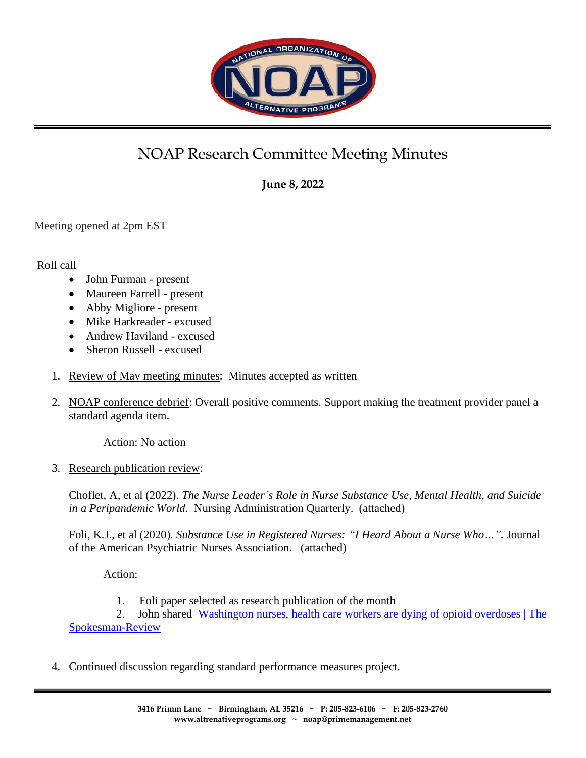# NOAP Research Committee Meeting Minutes

**June 8, 2022**

Meeting opened at 2pm EST

Roll call

- John Furman - present
- Maureen Farrell - present
- Abby Migliore - present
- Mike Harkreader - excused
- Andrew Haviland - excused
- Sheron Russell - excused

1. Review of May meeting minutes: Minutes accepted as written

2. NOAP conference debrief: Overall positive comments. Support making the treatment provider panel a standard agenda item.

   Action: No action

3. Research publication review:

   Choflet, A, et al (2022). *The Nurse Leader's Role in Nurse Substance Use, Mental Health, and Suicide in a Peripandemic World*. Nursing Administration Quarterly. (attached)

   Foli, K.J., et al (2020). *Substance Use in Registered Nurses: "I Heard About a Nurse Who…".* Journal of the American Psychiatric Nurses Association. (attached)

   Action:

   1. Foli paper selected as research publication of the month
   2. John shared [Washington nurses, health care workers are dying of opioid overdoses | The Spokesman-Review]

4. Continued discussion regarding standard performance measures project.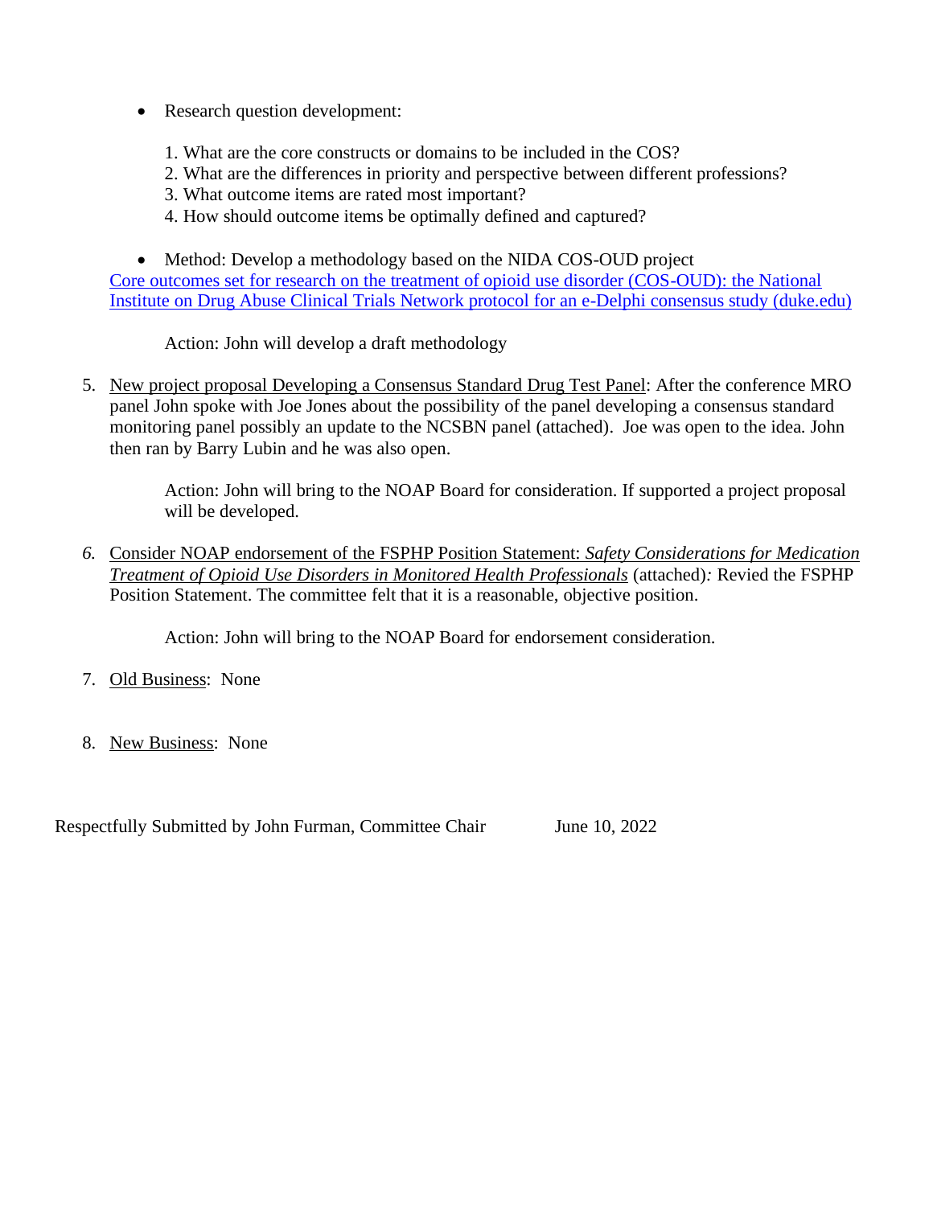- Research question development:

  1. What are the core constructs or domains to be included in the COS?
  2. What are the differences in priority and perspective between different professions?
  3. What outcome items are rated most important?
  4. How should outcome items be optimally defined and captured?

- Method: Develop a methodology based on the NIDA COS-OUD project

[Core outcomes set for research on the treatment of opioid use disorder (COS-OUD): the National Institute on Drug Abuse Clinical Trials Network protocol for an e-Delphi consensus study (duke.edu)]()

  Action: John will develop a draft methodology

5. <u>New project proposal Developing a Consensus Standard Drug Test Panel</u>: After the conference MRO panel John spoke with Joe Jones about the possibility of the panel developing a consensus standard monitoring panel possibly an update to the NCSBN panel (attached). Joe was open to the idea. John then ran by Barry Lubin and he was also open.

   Action: John will bring to the NOAP Board for consideration. If supported a project proposal will be developed.

6. <u>Consider NOAP endorsement of the FSPHP Position Statement: *Safety Considerations for Medication Treatment of Opioid Use Disorders in Monitored Health Professionals*</u> (attached): Revied the FSPHP Position Statement. The committee felt that it is a reasonable, objective position.

   Action: John will bring to the NOAP Board for endorsement consideration.

7. <u>Old Business</u>: None

8. <u>New Business</u>: None

Respectfully Submitted by John Furman, Committee Chair June 10, 2022